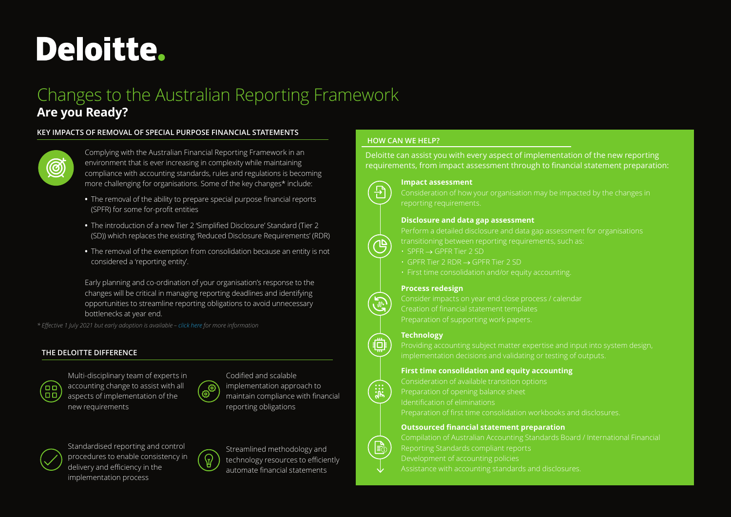# Deloitte.

## Changes to the Australian Reporting Framework
**Are you Ready?**

### KEY IMPACTS OF REMOVAL OF SPECIAL PURPOSE FINANCIAL STATEMENTS

Complying with the Australian Financial Reporting Framework in an environment that is ever increasing in complexity while maintaining compliance with accounting standards, rules and regulations is becoming more challenging for organisations. Some of the key changes* include:

- The removal of the ability to prepare special purpose financial reports (SPFR) for some for-profit entities
- The introduction of a new Tier 2 'Simplified Disclosure' Standard (Tier 2 (SD)) which replaces the existing 'Reduced Disclosure Requirements' (RDR)
- The removal of the exemption from consolidation because an entity is not considered a 'reporting entity'.

Early planning and co-ordination of your organisation's response to the changes will be critical in managing reporting deadlines and identifying opportunities to streamline reporting obligations to avoid unnecessary bottlenecks at year end.

*\* Effective 1 July 2021 but early adoption is available – click here for more information*

### THE DELOITTE DIFFERENCE

- Multi-disciplinary team of experts in accounting change to assist with all aspects of implementation of the new requirements
- Codified and scalable implementation approach to maintain compliance with financial reporting obligations
- Standardised reporting and control procedures to enable consistency in delivery and efficiency in the implementation process
- Streamlined methodology and technology resources to efficiently automate financial statements

### HOW CAN WE HELP?

Deloitte can assist you with every aspect of implementation of the new reporting requirements, from impact assessment through to financial statement preparation:

**Impact assessment**
Consideration of how your organisation may be impacted by the changes in reporting requirements.

**Disclosure and data gap assessment**
Perform a detailed disclosure and data gap assessment for organisations transitioning between reporting requirements, such as:
- SPFR → GPFR Tier 2 SD
- GPFR Tier 2 RDR → GPFR Tier 2 SD
- First time consolidation and/or equity accounting.

**Process redesign**
Consider impacts on year end close process / calendar
Creation of financial statement templates
Preparation of supporting work papers.

**Technology**
Providing accounting subject matter expertise and input into system design, implementation decisions and validating or testing of outputs.

**First time consolidation and equity accounting**
Consideration of available transition options
Preparation of opening balance sheet
Identification of eliminations
Preparation of first time consolidation workbooks and disclosures.

**Outsourced financial statement preparation**
Compilation of Australian Accounting Standards Board / International Financial Reporting Standards compliant reports
Development of accounting policies
Assistance with accounting standards and disclosures.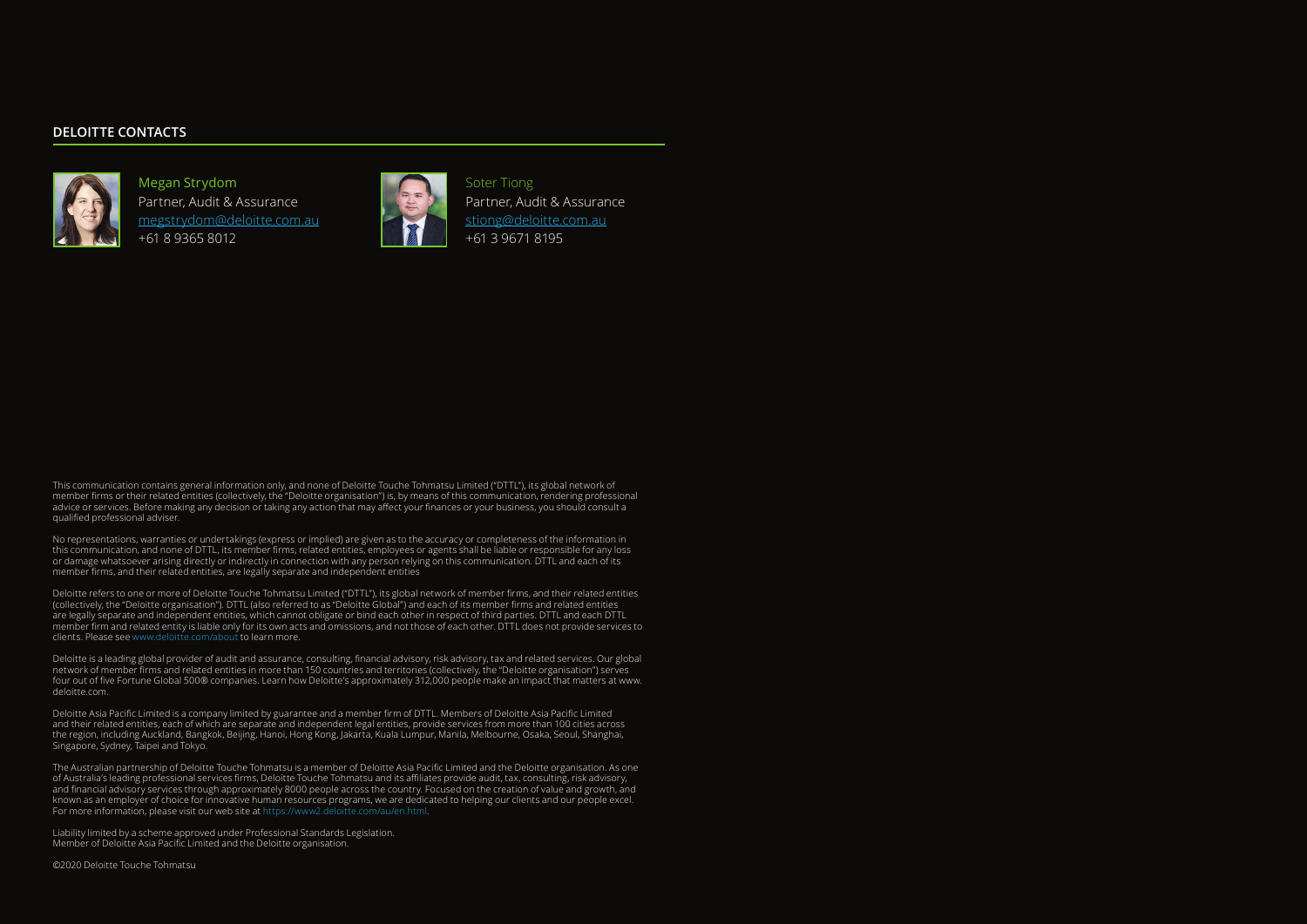## DELOITTE CONTACTS

Megan Strydom
Partner, Audit & Assurance
megstrydom@deloitte.com.au
+61 8 9365 8012

Soter Tiong
Partner, Audit & Assurance
stiong@deloitte.com.au
+61 3 9671 8195

This communication contains general information only, and none of Deloitte Touche Tohmatsu Limited ("DTTL"), its global network of member firms or their related entities (collectively, the "Deloitte organisation") is, by means of this communication, rendering professional advice or services. Before making any decision or taking any action that may affect your finances or your business, you should consult a qualified professional adviser.

No representations, warranties or undertakings (express or implied) are given as to the accuracy or completeness of the information in this communication, and none of DTTL, its member firms, related entities, employees or agents shall be liable or responsible for any loss or damage whatsoever arising directly or indirectly in connection with any person relying on this communication. DTTL and each of its member firms, and their related entities, are legally separate and independent entities

Deloitte refers to one or more of Deloitte Touche Tohmatsu Limited ("DTTL"), its global network of member firms, and their related entities (collectively, the "Deloitte organisation"). DTTL (also referred to as "Deloitte Global") and each of its member firms and related entities are legally separate and independent entities, which cannot obligate or bind each other in respect of third parties. DTTL and each DTTL member firm and related entity is liable only for its own acts and omissions, and not those of each other. DTTL does not provide services to clients. Please see www.deloitte.com/about to learn more.

Deloitte is a leading global provider of audit and assurance, consulting, financial advisory, risk advisory, tax and related services. Our global network of member firms and related entities in more than 150 countries and territories (collectively, the "Deloitte organisation") serves four out of five Fortune Global 500® companies. Learn how Deloitte's approximately 312,000 people make an impact that matters at www.deloitte.com.

Deloitte Asia Pacific Limited is a company limited by guarantee and a member firm of DTTL. Members of Deloitte Asia Pacific Limited and their related entities, each of which are separate and independent legal entities, provide services from more than 100 cities across the region, including Auckland, Bangkok, Beijing, Hanoi, Hong Kong, Jakarta, Kuala Lumpur, Manila, Melbourne, Osaka, Seoul, Shanghai, Singapore, Sydney, Taipei and Tokyo.

The Australian partnership of Deloitte Touche Tohmatsu is a member of Deloitte Asia Pacific Limited and the Deloitte organisation. As one of Australia's leading professional services firms, Deloitte Touche Tohmatsu and its affiliates provide audit, tax, consulting, risk advisory, and financial advisory services through approximately 8000 people across the country. Focused on the creation of value and growth, and known as an employer of choice for innovative human resources programs, we are dedicated to helping our clients and our people excel. For more information, please visit our web site at https://www2.deloitte.com/au/en.html.

Liability limited by a scheme approved under Professional Standards Legislation.
Member of Deloitte Asia Pacific Limited and the Deloitte organisation.

©2020 Deloitte Touche Tohmatsu